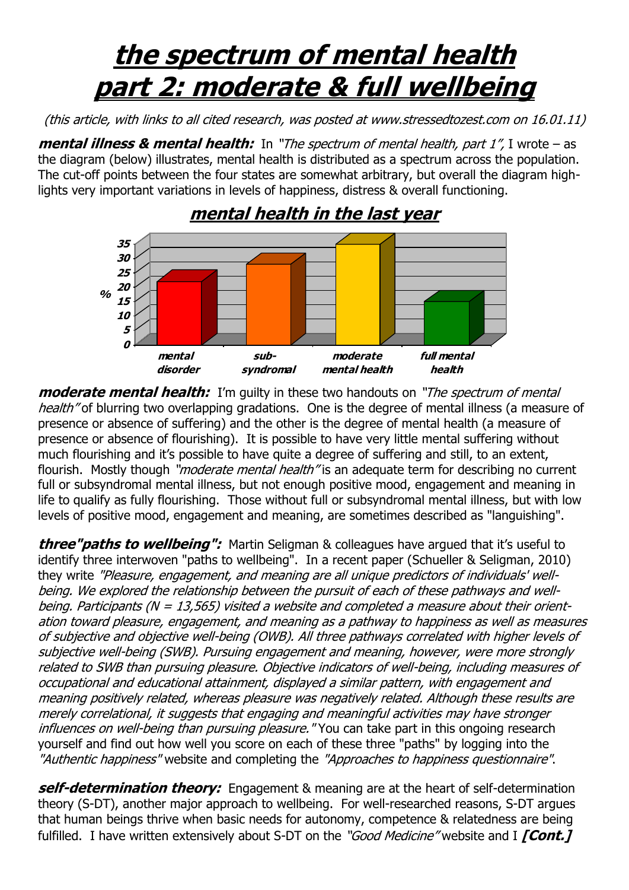# the spectrum of mental health part 2: moderate & full wellbeing

*(this article, with links to all cited research, was posted at www.stressedtozest.com on 16.01.11)*

***mental illness & mental health:*** In *"The spectrum of mental health, part 1"*, I wrote – as the diagram (below) illustrates, mental health is distributed as a spectrum across the population. The cut-off points between the four states are somewhat arbitrary, but overall the diagram highlights very important variations in levels of happiness, distress & overall functioning.

## mental health in the last year

***moderate mental health:*** I'm guilty in these two handouts on *"The spectrum of mental health"* of blurring two overlapping gradations. One is the degree of mental illness (a measure of presence or absence of suffering) and the other is the degree of mental health (a measure of presence or absence of flourishing). It is possible to have very little mental suffering without much flourishing and it's possible to have quite a degree of suffering and still, to an extent, flourish. Mostly though *"moderate mental health"* is an adequate term for describing no current full or subsyndromal mental illness, but not enough positive mood, engagement and meaning in life to qualify as fully flourishing. Those without full or subsyndromal mental illness, but with low levels of positive mood, engagement and meaning, are sometimes described as "languishing".

***three"paths to wellbeing":*** Martin Seligman & colleagues have argued that it's useful to identify three interwoven "paths to wellbeing". In a recent paper (Schueller & Seligman, 2010) they write *"Pleasure, engagement, and meaning are all unique predictors of individuals' well-being. We explored the relationship between the pursuit of each of these pathways and well-being. Participants (N = 13,565) visited a website and completed a measure about their orientation toward pleasure, engagement, and meaning as a pathway to happiness as well as measures of subjective and objective well-being (OWB). All three pathways correlated with higher levels of subjective well-being (SWB). Pursuing engagement and meaning, however, were more strongly related to SWB than pursuing pleasure. Objective indicators of well-being, including measures of occupational and educational attainment, displayed a similar pattern, with engagement and meaning positively related, whereas pleasure was negatively related. Although these results are merely correlational, it suggests that engaging and meaningful activities may have stronger influences on well-being than pursuing pleasure."* You can take part in this ongoing research yourself and find out how well you score on each of these three "paths" by logging into the *"Authentic happiness"* website and completing the *"Approaches to happiness questionnaire"*.

***self-determination theory:*** Engagement & meaning are at the heart of self-determination theory (S-DT), another major approach to wellbeing. For well-researched reasons, S-DT argues that human beings thrive when basic needs for autonomy, competence & relatedness are being fulfilled. I have written extensively about S-DT on the *"Good Medicine"* website and I ***[Cont.]***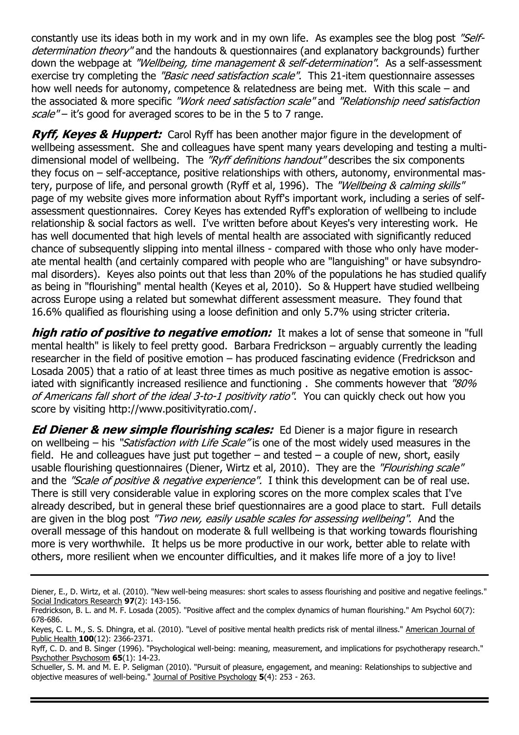constantly use its ideas both in my work and in my own life. As examples see the blog post *"Self-determination theory"* and the handouts & questionnaires (and explanatory backgrounds) further down the webpage at *"Wellbeing, time management & self-determination"*. As a self-assessment exercise try completing the *"Basic need satisfaction scale"*. This 21-item questionnaire assesses how well needs for autonomy, competence & relatedness are being met. With this scale – and the associated & more specific *"Work need satisfaction scale"* and *"Relationship need satisfaction scale"* – it's good for averaged scores to be in the 5 to 7 range.

***Ryff, Keyes & Huppert:*** Carol Ryff has been another major figure in the development of wellbeing assessment. She and colleagues have spent many years developing and testing a multi-dimensional model of wellbeing. The *"Ryff definitions handout"* describes the six components they focus on – self-acceptance, positive relationships with others, autonomy, environmental mastery, purpose of life, and personal growth (Ryff et al, 1996). The *"Wellbeing & calming skills"* page of my website gives more information about Ryff's important work, including a series of self-assessment questionnaires. Corey Keyes has extended Ryff's exploration of wellbeing to include relationship & social factors as well. I've written before about Keyes's very interesting work. He has well documented that high levels of mental health are associated with significantly reduced chance of subsequently slipping into mental illness - compared with those who only have moderate mental health (and certainly compared with people who are "languishing" or have subsyndromal disorders). Keyes also points out that less than 20% of the populations he has studied qualify as being in "flourishing" mental health (Keyes et al, 2010). So & Huppert have studied wellbeing across Europe using a related but somewhat different assessment measure. They found that 16.6% qualified as flourishing using a loose definition and only 5.7% using stricter criteria.

***high ratio of positive to negative emotion:*** It makes a lot of sense that someone in "full mental health" is likely to feel pretty good. Barbara Fredrickson – arguably currently the leading researcher in the field of positive emotion – has produced fascinating evidence (Fredrickson and Losada 2005) that a ratio of at least three times as much positive as negative emotion is associated with significantly increased resilience and functioning . She comments however that *"80% of Americans fall short of the ideal 3-to-1 positivity ratio"*. You can quickly check out how you score by visiting http://www.positivityratio.com/.

***Ed Diener & new simple flourishing scales:*** Ed Diener is a major figure in research on wellbeing – his *"Satisfaction with Life Scale"* is one of the most widely used measures in the field. He and colleagues have just put together – and tested – a couple of new, short, easily usable flourishing questionnaires (Diener, Wirtz et al, 2010). They are the *"Flourishing scale"* and the *"Scale of positive & negative experience"*. I think this development can be of real use. There is still very considerable value in exploring scores on the more complex scales that I've already described, but in general these brief questionnaires are a good place to start. Full details are given in the blog post *"Two new, easily usable scales for assessing wellbeing"*. And the overall message of this handout on moderate & full wellbeing is that working towards flourishing more is very worthwhile. It helps us be more productive in our work, better able to relate with others, more resilient when we encounter difficulties, and it makes life more of a joy to live!

---

Diener, E., D. Wirtz, et al. (2010). "New well-being measures: short scales to assess flourishing and positive and negative feelings." Social Indicators Research **97**(2): 143-156.

Fredrickson, B. L. and M. F. Losada (2005). "Positive affect and the complex dynamics of human flourishing." Am Psychol 60(7): 678-686.

Keyes, C. L. M., S. S. Dhingra, et al. (2010). "Level of positive mental health predicts risk of mental illness." American Journal of Public Health **100**(12): 2366-2371.

Ryff, C. D. and B. Singer (1996). "Psychological well-being: meaning, measurement, and implications for psychotherapy research." Psychother Psychosom **65**(1): 14-23.

Schueller, S. M. and M. E. P. Seligman (2010). "Pursuit of pleasure, engagement, and meaning: Relationships to subjective and objective measures of well-being." Journal of Positive Psychology **5**(4): 253 - 263.